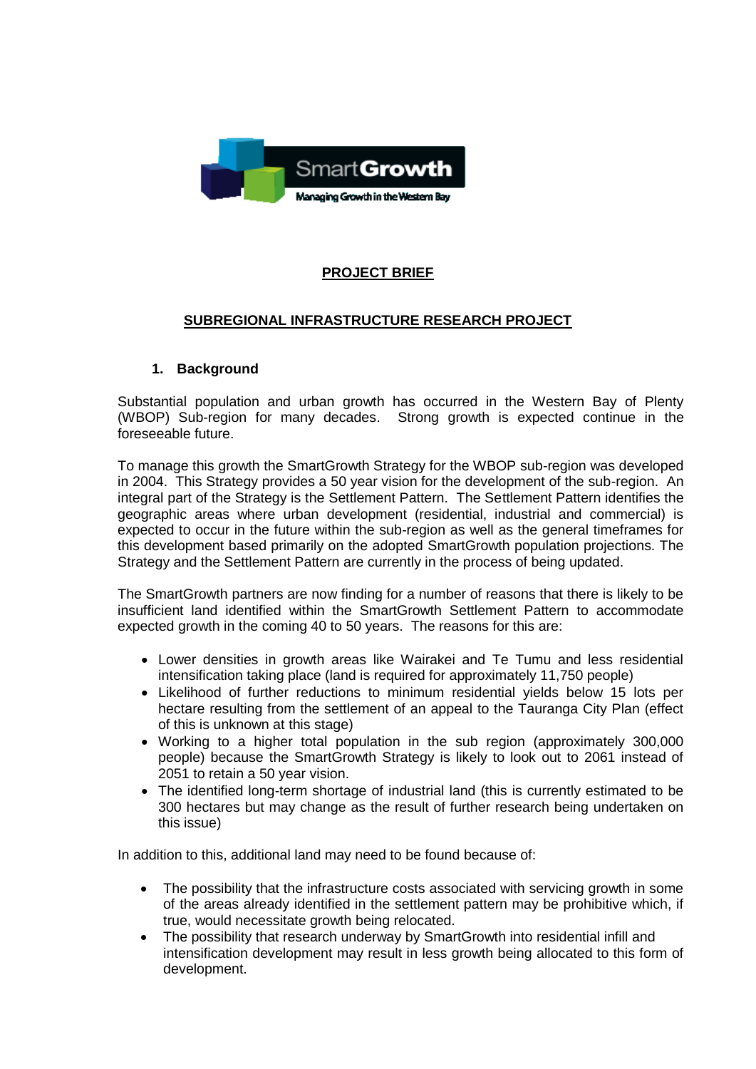SmartGrowth

Managing Growth in the Western Bay

# PROJECT BRIEF

## SUBREGIONAL INFRASTRUCTURE RESEARCH PROJECT

### 1. Background

Substantial population and urban growth has occurred in the Western Bay of Plenty (WBOP) Sub-region for many decades. Strong growth is expected continue in the foreseeable future.

To manage this growth the SmartGrowth Strategy for the WBOP sub-region was developed in 2004. This Strategy provides a 50 year vision for the development of the sub-region. An integral part of the Strategy is the Settlement Pattern. The Settlement Pattern identifies the geographic areas where urban development (residential, industrial and commercial) is expected to occur in the future within the sub-region as well as the general timeframes for this development based primarily on the adopted SmartGrowth population projections. The Strategy and the Settlement Pattern are currently in the process of being updated.

The SmartGrowth partners are now finding for a number of reasons that there is likely to be insufficient land identified within the SmartGrowth Settlement Pattern to accommodate expected growth in the coming 40 to 50 years. The reasons for this are:

- Lower densities in growth areas like Wairakei and Te Tumu and less residential intensification taking place (land is required for approximately 11,750 people)
- Likelihood of further reductions to minimum residential yields below 15 lots per hectare resulting from the settlement of an appeal to the Tauranga City Plan (effect of this is unknown at this stage)
- Working to a higher total population in the sub region (approximately 300,000 people) because the SmartGrowth Strategy is likely to look out to 2061 instead of 2051 to retain a 50 year vision.
- The identified long-term shortage of industrial land (this is currently estimated to be 300 hectares but may change as the result of further research being undertaken on this issue)

In addition to this, additional land may need to be found because of:

- The possibility that the infrastructure costs associated with servicing growth in some of the areas already identified in the settlement pattern may be prohibitive which, if true, would necessitate growth being relocated.
- The possibility that research underway by SmartGrowth into residential infill and intensification development may result in less growth being allocated to this form of development.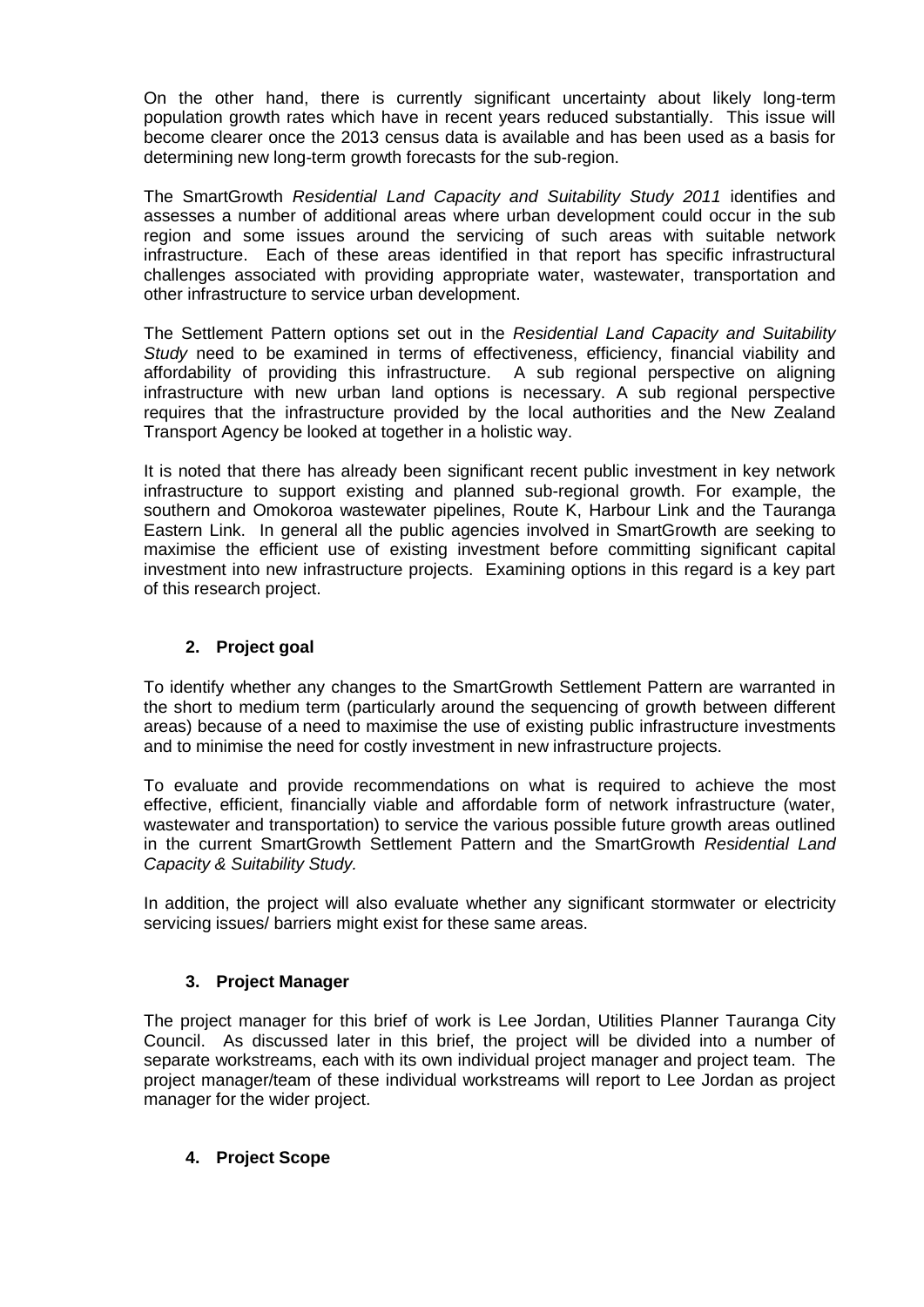On the other hand, there is currently significant uncertainty about likely long-term population growth rates which have in recent years reduced substantially. This issue will become clearer once the 2013 census data is available and has been used as a basis for determining new long-term growth forecasts for the sub-region.

The SmartGrowth *Residential Land Capacity and Suitability Study 2011* identifies and assesses a number of additional areas where urban development could occur in the sub region and some issues around the servicing of such areas with suitable network infrastructure. Each of these areas identified in that report has specific infrastructural challenges associated with providing appropriate water, wastewater, transportation and other infrastructure to service urban development.

The Settlement Pattern options set out in the *Residential Land Capacity and Suitability Study* need to be examined in terms of effectiveness, efficiency, financial viability and affordability of providing this infrastructure. A sub regional perspective on aligning infrastructure with new urban land options is necessary. A sub regional perspective requires that the infrastructure provided by the local authorities and the New Zealand Transport Agency be looked at together in a holistic way.

It is noted that there has already been significant recent public investment in key network infrastructure to support existing and planned sub-regional growth. For example, the southern and Omokoroa wastewater pipelines, Route K, Harbour Link and the Tauranga Eastern Link. In general all the public agencies involved in SmartGrowth are seeking to maximise the efficient use of existing investment before committing significant capital investment into new infrastructure projects. Examining options in this regard is a key part of this research project.

## 2. Project goal

To identify whether any changes to the SmartGrowth Settlement Pattern are warranted in the short to medium term (particularly around the sequencing of growth between different areas) because of a need to maximise the use of existing public infrastructure investments and to minimise the need for costly investment in new infrastructure projects.

To evaluate and provide recommendations on what is required to achieve the most effective, efficient, financially viable and affordable form of network infrastructure (water, wastewater and transportation) to service the various possible future growth areas outlined in the current SmartGrowth Settlement Pattern and the SmartGrowth *Residential Land Capacity & Suitability Study.*

In addition, the project will also evaluate whether any significant stormwater or electricity servicing issues/ barriers might exist for these same areas.

## 3. Project Manager

The project manager for this brief of work is Lee Jordan, Utilities Planner Tauranga City Council. As discussed later in this brief, the project will be divided into a number of separate workstreams, each with its own individual project manager and project team. The project manager/team of these individual workstreams will report to Lee Jordan as project manager for the wider project.

## 4. Project Scope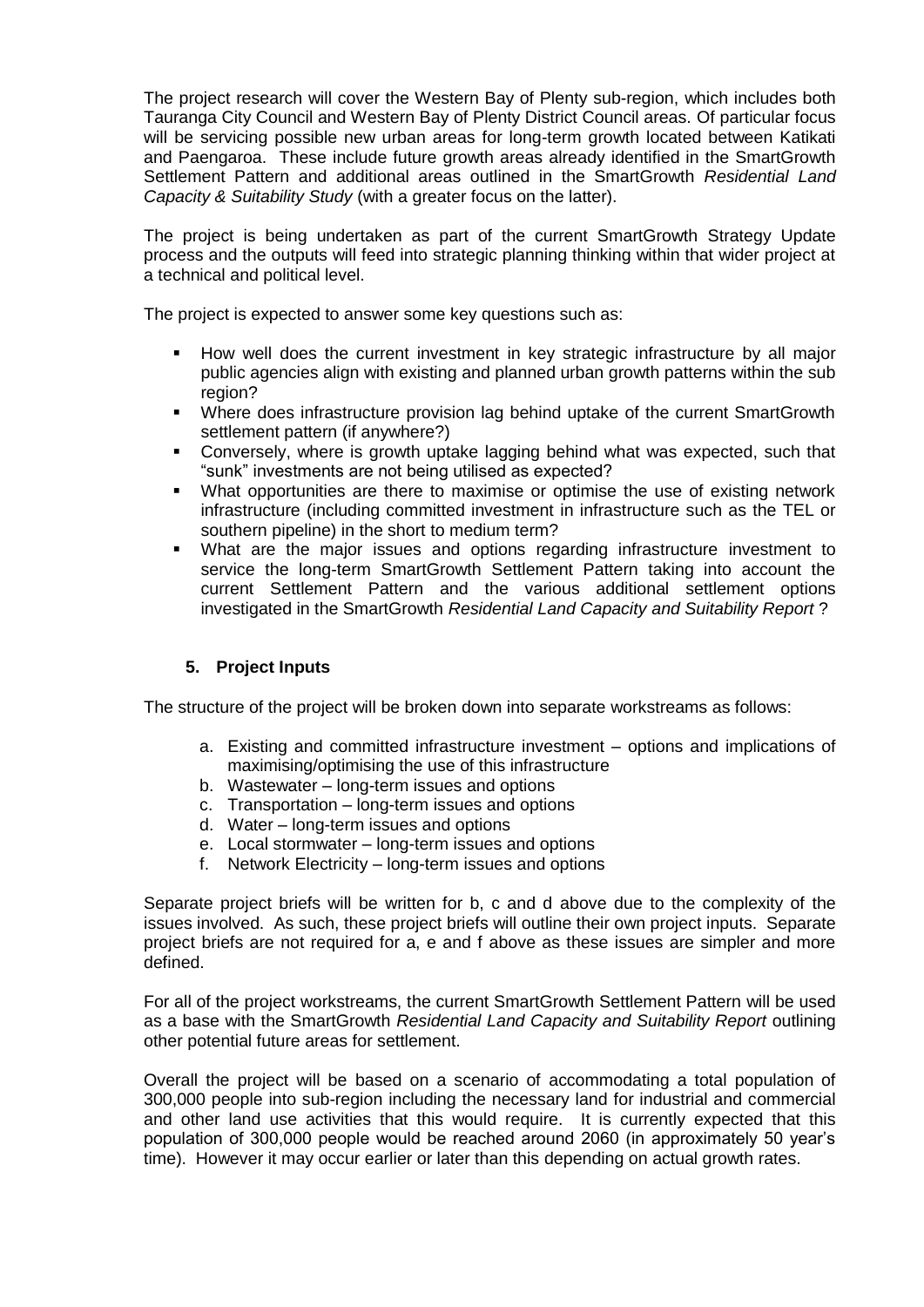The project research will cover the Western Bay of Plenty sub-region, which includes both Tauranga City Council and Western Bay of Plenty District Council areas. Of particular focus will be servicing possible new urban areas for long-term growth located between Katikati and Paengaroa. These include future growth areas already identified in the SmartGrowth Settlement Pattern and additional areas outlined in the SmartGrowth *Residential Land Capacity & Suitability Study* (with a greater focus on the latter).

The project is being undertaken as part of the current SmartGrowth Strategy Update process and the outputs will feed into strategic planning thinking within that wider project at a technical and political level.

The project is expected to answer some key questions such as:

- How well does the current investment in key strategic infrastructure by all major public agencies align with existing and planned urban growth patterns within the sub region?
- Where does infrastructure provision lag behind uptake of the current SmartGrowth settlement pattern (if anywhere?)
- Conversely, where is growth uptake lagging behind what was expected, such that "sunk" investments are not being utilised as expected?
- What opportunities are there to maximise or optimise the use of existing network infrastructure (including committed investment in infrastructure such as the TEL or southern pipeline) in the short to medium term?
- What are the major issues and options regarding infrastructure investment to service the long-term SmartGrowth Settlement Pattern taking into account the current Settlement Pattern and the various additional settlement options investigated in the SmartGrowth *Residential Land Capacity and Suitability Report* ?

## 5. Project Inputs

The structure of the project will be broken down into separate workstreams as follows:

a. Existing and committed infrastructure investment – options and implications of maximising/optimising the use of this infrastructure
b. Wastewater – long-term issues and options
c. Transportation – long-term issues and options
d. Water – long-term issues and options
e. Local stormwater – long-term issues and options
f. Network Electricity – long-term issues and options

Separate project briefs will be written for b, c and d above due to the complexity of the issues involved. As such, these project briefs will outline their own project inputs. Separate project briefs are not required for a, e and f above as these issues are simpler and more defined.

For all of the project workstreams, the current SmartGrowth Settlement Pattern will be used as a base with the SmartGrowth *Residential Land Capacity and Suitability Report* outlining other potential future areas for settlement.

Overall the project will be based on a scenario of accommodating a total population of 300,000 people into sub-region including the necessary land for industrial and commercial and other land use activities that this would require. It is currently expected that this population of 300,000 people would be reached around 2060 (in approximately 50 year's time). However it may occur earlier or later than this depending on actual growth rates.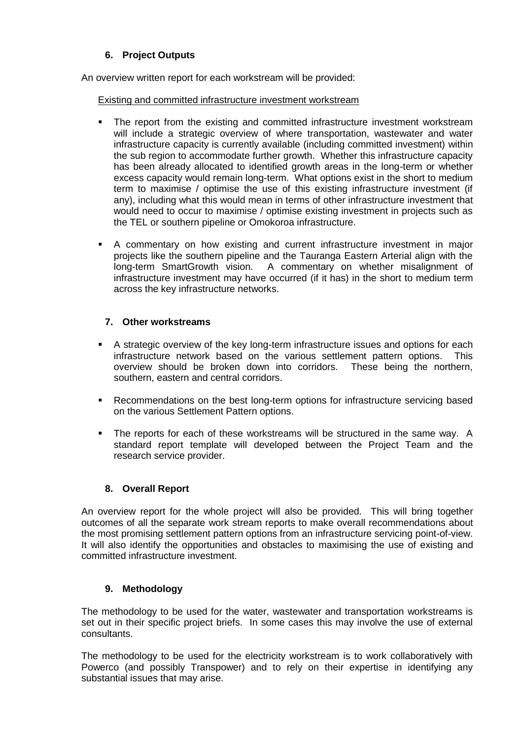## 6. Project Outputs

An overview written report for each workstream will be provided:

Existing and committed infrastructure investment workstream

- The report from the existing and committed infrastructure investment workstream will include a strategic overview of where transportation, wastewater and water infrastructure capacity is currently available (including committed investment) within the sub region to accommodate further growth. Whether this infrastructure capacity has been already allocated to identified growth areas in the long-term or whether excess capacity would remain long-term. What options exist in the short to medium term to maximise / optimise the use of this existing infrastructure investment (if any), including what this would mean in terms of other infrastructure investment that would need to occur to maximise / optimise existing investment in projects such as the TEL or southern pipeline or Omokoroa infrastructure.

- A commentary on how existing and current infrastructure investment in major projects like the southern pipeline and the Tauranga Eastern Arterial align with the long-term SmartGrowth vision. A commentary on whether misalignment of infrastructure investment may have occurred (if it has) in the short to medium term across the key infrastructure networks.

## 7. Other workstreams

- A strategic overview of the key long-term infrastructure issues and options for each infrastructure network based on the various settlement pattern options. This overview should be broken down into corridors. These being the northern, southern, eastern and central corridors.

- Recommendations on the best long-term options for infrastructure servicing based on the various Settlement Pattern options.

- The reports for each of these workstreams will be structured in the same way. A standard report template will developed between the Project Team and the research service provider.

## 8. Overall Report

An overview report for the whole project will also be provided. This will bring together outcomes of all the separate work stream reports to make overall recommendations about the most promising settlement pattern options from an infrastructure servicing point-of-view. It will also identify the opportunities and obstacles to maximising the use of existing and committed infrastructure investment.

## 9. Methodology

The methodology to be used for the water, wastewater and transportation workstreams is set out in their specific project briefs. In some cases this may involve the use of external consultants.

The methodology to be used for the electricity workstream is to work collaboratively with Powerco (and possibly Transpower) and to rely on their expertise in identifying any substantial issues that may arise.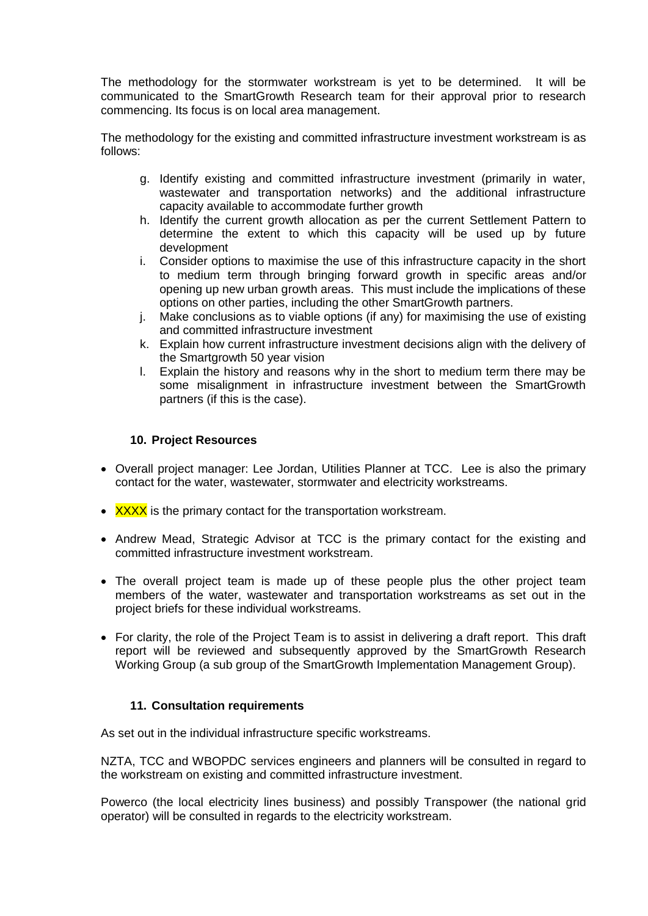The methodology for the stormwater workstream is yet to be determined. It will be communicated to the SmartGrowth Research team for their approval prior to research commencing. Its focus is on local area management.

The methodology for the existing and committed infrastructure investment workstream is as follows:

g. Identify existing and committed infrastructure investment (primarily in water, wastewater and transportation networks) and the additional infrastructure capacity available to accommodate further growth
h. Identify the current growth allocation as per the current Settlement Pattern to determine the extent to which this capacity will be used up by future development
i. Consider options to maximise the use of this infrastructure capacity in the short to medium term through bringing forward growth in specific areas and/or opening up new urban growth areas. This must include the implications of these options on other parties, including the other SmartGrowth partners.
j. Make conclusions as to viable options (if any) for maximising the use of existing and committed infrastructure investment
k. Explain how current infrastructure investment decisions align with the delivery of the Smartgrowth 50 year vision
l. Explain the history and reasons why in the short to medium term there may be some misalignment in infrastructure investment between the SmartGrowth partners (if this is the case).

## 10. Project Resources

- Overall project manager: Lee Jordan, Utilities Planner at TCC. Lee is also the primary contact for the water, wastewater, stormwater and electricity workstreams.
- XXXX is the primary contact for the transportation workstream.
- Andrew Mead, Strategic Advisor at TCC is the primary contact for the existing and committed infrastructure investment workstream.
- The overall project team is made up of these people plus the other project team members of the water, wastewater and transportation workstreams as set out in the project briefs for these individual workstreams.
- For clarity, the role of the Project Team is to assist in delivering a draft report. This draft report will be reviewed and subsequently approved by the SmartGrowth Research Working Group (a sub group of the SmartGrowth Implementation Management Group).

## 11. Consultation requirements

As set out in the individual infrastructure specific workstreams.

NZTA, TCC and WBOPDC services engineers and planners will be consulted in regard to the workstream on existing and committed infrastructure investment.

Powerco (the local electricity lines business) and possibly Transpower (the national grid operator) will be consulted in regards to the electricity workstream.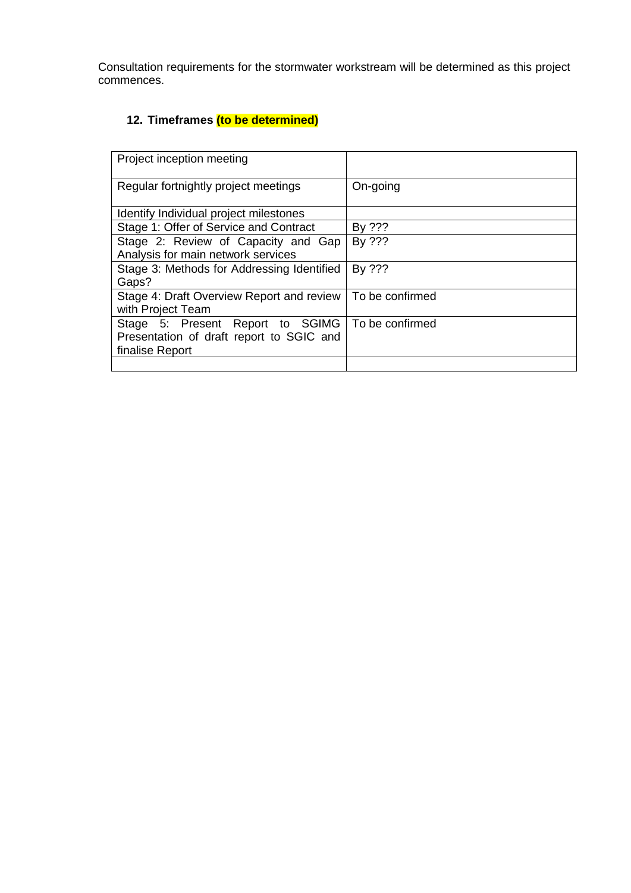Consultation requirements for the stormwater workstream will be determined as this project commences.

## 12. Timeframes **(to be determined)**

| | |
|---|---|
| Project inception meeting | |
| Regular fortnightly project meetings | On-going |
| Identify Individual project milestones | |
| Stage 1: Offer of Service and Contract | By ??? |
| Stage 2: Review of Capacity and Gap Analysis for main network services | By ??? |
| Stage 3: Methods for Addressing Identified Gaps? | By ??? |
| Stage 4: Draft Overview Report and review with Project Team | To be confirmed |
| Stage 5: Present Report to SGIMG Presentation of draft report to SGIC and finalise Report | To be confirmed |
| | |